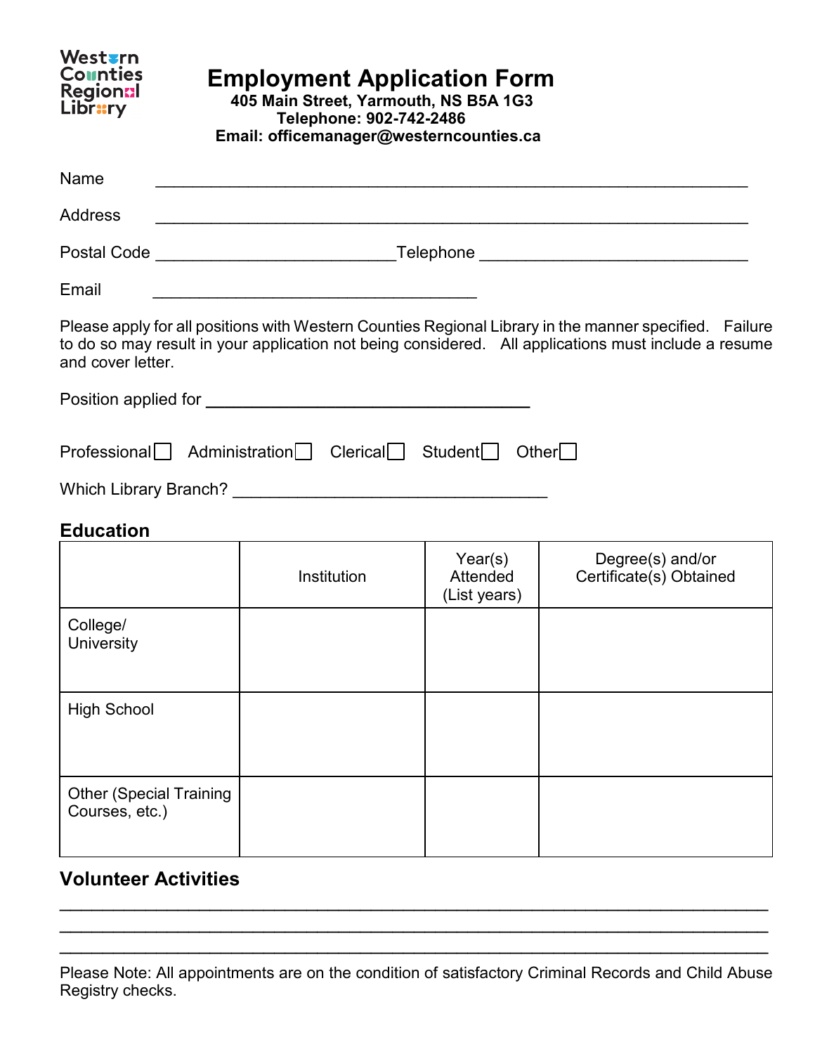Western Counties Regional Library

# Employment Application Form

**405 Main Street, Yarmouth, NS B5A 1G3**
**Telephone: 902-742-2486**
**Email: officemanager@westerncounties.ca**

Name ______________________________________________________________

Address ______________________________________________________________

Postal Code _________________________ Telephone _____________________________

Email __________________________________

Please apply for all positions with Western Counties Regional Library in the manner specified. Failure to do so may result in your application not being considered. All applications must include a resume and cover letter.

Position applied for **___________________________________**

Professional ☐ Administration ☐ Clerical ☐ Student ☐ Other ☐

Which Library Branch? __________________________________

## Education

| | Institution | Year(s) Attended (List years) | Degree(s) and/or Certificate(s) Obtained |
|---|---|---|---|
| College/ University | | | |
| High School | | | |
| Other (Special Training Courses, etc.) | | | |

## Volunteer Activities

____________________________________________________________________________

____________________________________________________________________________

____________________________________________________________________________

Please Note: All appointments are on the condition of satisfactory Criminal Records and Child Abuse Registry checks.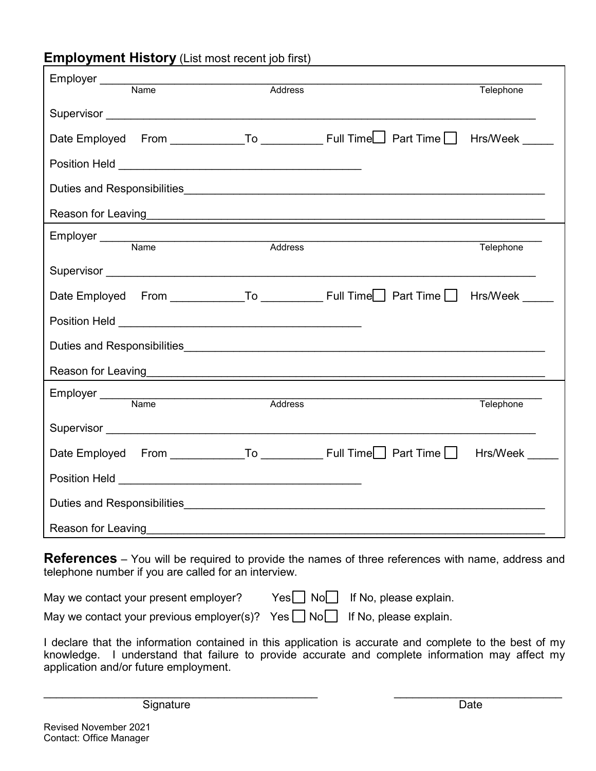## Employment History (List most recent job first)

Employer ______________________________________________________________
Name Address Telephone

Supervisor ______________________________________________________________

Date Employed From ____________To __________ Full Time☐ Part Time ☐ Hrs/Week _____

Position Held ______________________________________

Duties and Responsibilities______________________________________________________

Reason for Leaving______________________________________________________

---

Employer ______________________________________________________________
Name Address Telephone

Supervisor ______________________________________________________________

Date Employed From ____________To __________ Full Time☐ Part Time ☐ Hrs/Week _____

Position Held ______________________________________

Duties and Responsibilities______________________________________________________

Reason for Leaving______________________________________________________

---

Employer ______________________________________________________________
Name Address Telephone

Supervisor ______________________________________________________________

Date Employed From ____________To __________ Full Time☐ Part Time ☐ Hrs/Week _____

Position Held ______________________________________

Duties and Responsibilities______________________________________________________

Reason for Leaving______________________________________________________

**References** – You will be required to provide the names of three references with name, address and telephone number if you are called for an interview.

May we contact your present employer? Yes☐ No☐ If No, please explain.

May we contact your previous employer(s)? Yes ☐ No☐ If No, please explain.

I declare that the information contained in this application is accurate and complete to the best of my knowledge. I understand that failure to provide accurate and complete information may affect my application and/or future employment.

______________________________________ ____________________________
Signature Date

Revised November 2021
Contact: Office Manager